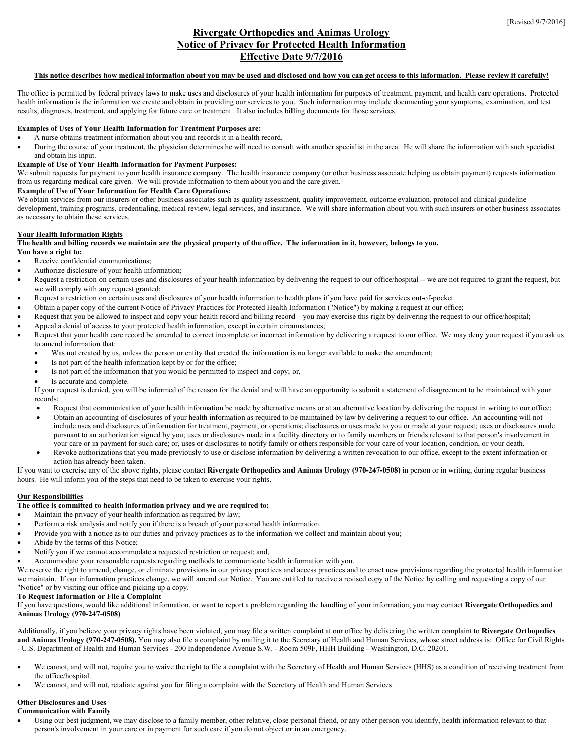[Revised 9/7/2016]

# Rivergate Orthopedics and Animas Urology
# Notice of Privacy for Protected Health Information
# Effective Date 9/7/2016

**This notice describes how medical information about you may be used and disclosed and how you can get access to this information. Please review it carefully!**

The office is permitted by federal privacy laws to make uses and disclosures of your health information for purposes of treatment, payment, and health care operations. Protected health information is the information we create and obtain in providing our services to you. Such information may include documenting your symptoms, examination, and test results, diagnoses, treatment, and applying for future care or treatment. It also includes billing documents for those services.

**Examples of Uses of Your Health Information for Treatment Purposes are:**

- A nurse obtains treatment information about you and records it in a health record.
- During the course of your treatment, the physician determines he will need to consult with another specialist in the area. He will share the information with such specialist and obtain his input.

**Example of Use of Your Health Information for Payment Purposes:**

We submit requests for payment to your health insurance company. The health insurance company (or other business associate helping us obtain payment) requests information from us regarding medical care given. We will provide information to them about you and the care given.

**Example of Use of Your Information for Health Care Operations:**

We obtain services from our insurers or other business associates such as quality assessment, quality improvement, outcome evaluation, protocol and clinical guideline development, training programs, credentialing, medical review, legal services, and insurance. We will share information about you with such insurers or other business associates as necessary to obtain these services.

## Your Health Information Rights

**The health and billing records we maintain are the physical property of the office. The information in it, however, belongs to you.**

**You have a right to:**

- Receive confidential communications;
- Authorize disclosure of your health information;
- Request a restriction on certain uses and disclosures of your health information by delivering the request to our office/hospital -- we are not required to grant the request, but we will comply with any request granted;
- Request a restriction on certain uses and disclosures of your health information to health plans if you have paid for services out-of-pocket.
- Obtain a paper copy of the current Notice of Privacy Practices for Protected Health Information ("Notice") by making a request at our office;
- Request that you be allowed to inspect and copy your health record and billing record – you may exercise this right by delivering the request to our office/hospital;
- Appeal a denial of access to your protected health information, except in certain circumstances;
- Request that your health care record be amended to correct incomplete or incorrect information by delivering a request to our office. We may deny your request if you ask us to amend information that:
  - Was not created by us, unless the person or entity that created the information is no longer available to make the amendment;
  - Is not part of the health information kept by or for the office;
  - Is not part of the information that you would be permitted to inspect and copy; or,
  - Is accurate and complete.

  If your request is denied, you will be informed of the reason for the denial and will have an opportunity to submit a statement of disagreement to be maintained with your records;
  - Request that communication of your health information be made by alternative means or at an alternative location by delivering the request in writing to our office;
  - Obtain an accounting of disclosures of your health information as required to be maintained by law by delivering a request to our office. An accounting will not include uses and disclosures of information for treatment, payment, or operations; disclosures or uses made to you or made at your request; uses or disclosures made pursuant to an authorization signed by you; uses or disclosures made in a facility directory or to family members or friends relevant to that person's involvement in your care or in payment for such care; or, uses or disclosures to notify family or others responsible for your care of your location, condition, or your death.
  - Revoke authorizations that you made previously to use or disclose information by delivering a written revocation to our office, except to the extent information or action has already been taken.

If you want to exercise any of the above rights, please contact **Rivergate Orthopedics and Animas Urology (970-247-0508)** in person or in writing, during regular business hours. He will inform you of the steps that need to be taken to exercise your rights.

## Our Responsibilities

**The office is committed to health information privacy and we are required to:**

- Maintain the privacy of your health information as required by law;
- Perform a risk analysis and notify you if there is a breach of your personal health information.
- Provide you with a notice as to our duties and privacy practices as to the information we collect and maintain about you;
- Abide by the terms of this Notice;
- Notify you if we cannot accommodate a requested restriction or request; and,
- Accommodate your reasonable requests regarding methods to communicate health information with you.

We reserve the right to amend, change, or eliminate provisions in our privacy practices and access practices and to enact new provisions regarding the protected health information we maintain. If our information practices change, we will amend our Notice. You are entitled to receive a revised copy of the Notice by calling and requesting a copy of our "Notice" or by visiting our office and picking up a copy.

## To Request Information or File a Complaint

If you have questions, would like additional information, or want to report a problem regarding the handling of your information, you may contact **Rivergate Orthopedics and Animas Urology (970-247-0508)**

Additionally, if you believe your privacy rights have been violated, you may file a written complaint at our office by delivering the written complaint to **Rivergate Orthopedics and Animas Urology (970-247-0508).** You may also file a complaint by mailing it to the Secretary of Health and Human Services, whose street address is: Office for Civil Rights - U.S. Department of Health and Human Services - 200 Independence Avenue S.W. - Room 509F, HHH Building - Washington, D.C. 20201.

- We cannot, and will not, require you to waive the right to file a complaint with the Secretary of Health and Human Services (HHS) as a condition of receiving treatment from the office/hospital.
- We cannot, and will not, retaliate against you for filing a complaint with the Secretary of Health and Human Services.

## Other Disclosures and Uses

**Communication with Family**

- Using our best judgment, we may disclose to a family member, other relative, close personal friend, or any other person you identify, health information relevant to that person's involvement in your care or in payment for such care if you do not object or in an emergency.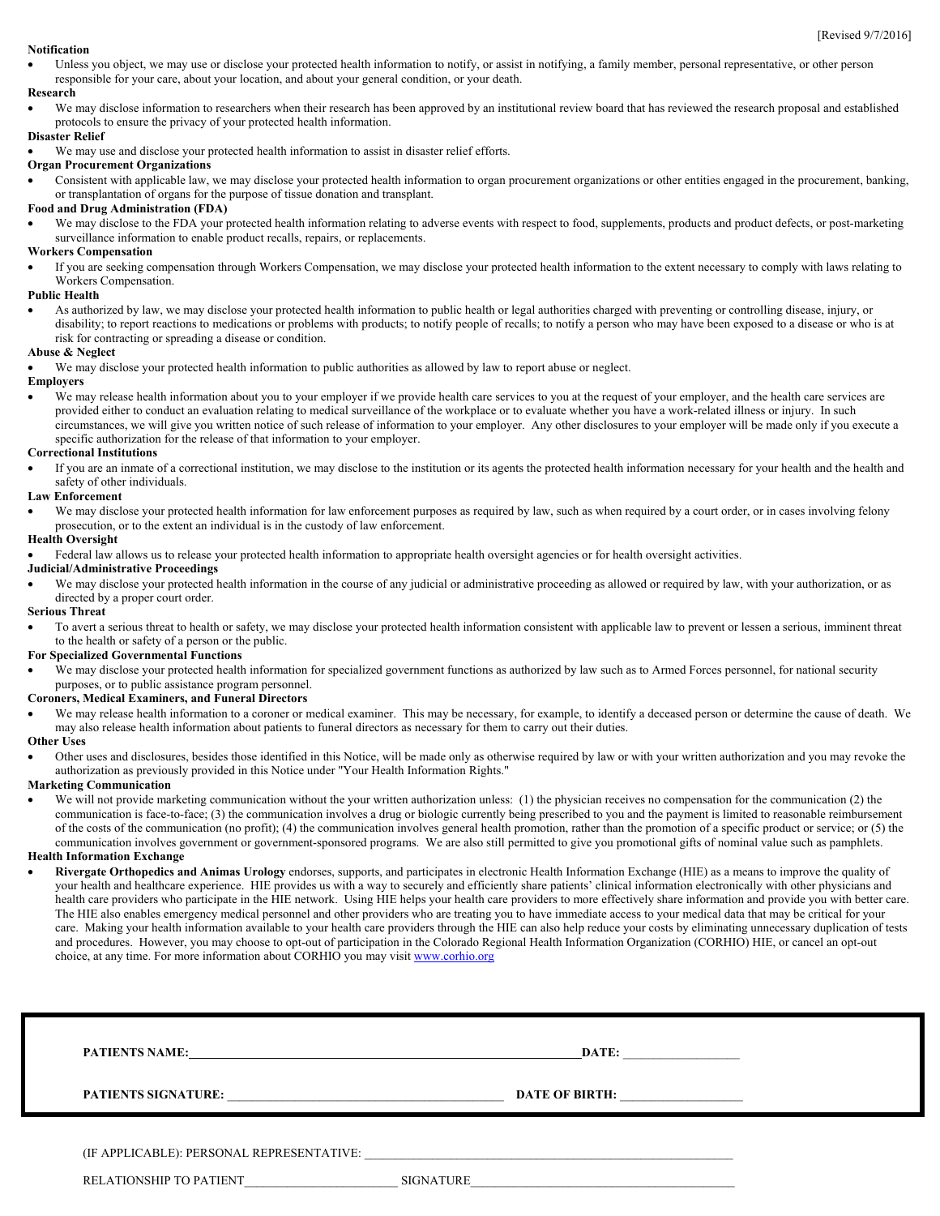[Revised 9/7/2016]

**Notification**

- Unless you object, we may use or disclose your protected health information to notify, or assist in notifying, a family member, personal representative, or other person responsible for your care, about your location, and about your general condition, or your death.

**Research**

- We may disclose information to researchers when their research has been approved by an institutional review board that has reviewed the research proposal and established protocols to ensure the privacy of your protected health information.

**Disaster Relief**

- We may use and disclose your protected health information to assist in disaster relief efforts.

**Organ Procurement Organizations**

- Consistent with applicable law, we may disclose your protected health information to organ procurement organizations or other entities engaged in the procurement, banking, or transplantation of organs for the purpose of tissue donation and transplant.

**Food and Drug Administration (FDA)**

- We may disclose to the FDA your protected health information relating to adverse events with respect to food, supplements, products and product defects, or post-marketing surveillance information to enable product recalls, repairs, or replacements.

**Workers Compensation**

- If you are seeking compensation through Workers Compensation, we may disclose your protected health information to the extent necessary to comply with laws relating to Workers Compensation.

**Public Health**

- As authorized by law, we may disclose your protected health information to public health or legal authorities charged with preventing or controlling disease, injury, or disability; to report reactions to medications or problems with products; to notify people of recalls; to notify a person who may have been exposed to a disease or who is at risk for contracting or spreading a disease or condition.

**Abuse & Neglect**

- We may disclose your protected health information to public authorities as allowed by law to report abuse or neglect.

**Employers**

- We may release health information about you to your employer if we provide health care services to you at the request of your employer, and the health care services are provided either to conduct an evaluation relating to medical surveillance of the workplace or to evaluate whether you have a work-related illness or injury. In such circumstances, we will give you written notice of such release of information to your employer. Any other disclosures to your employer will be made only if you execute a specific authorization for the release of that information to your employer.

**Correctional Institutions**

- If you are an inmate of a correctional institution, we may disclose to the institution or its agents the protected health information necessary for your health and the health and safety of other individuals.

**Law Enforcement**

- We may disclose your protected health information for law enforcement purposes as required by law, such as when required by a court order, or in cases involving felony prosecution, or to the extent an individual is in the custody of law enforcement.

**Health Oversight**

- Federal law allows us to release your protected health information to appropriate health oversight agencies or for health oversight activities.

**Judicial/Administrative Proceedings**

- We may disclose your protected health information in the course of any judicial or administrative proceeding as allowed or required by law, with your authorization, or as directed by a proper court order.

**Serious Threat**

- To avert a serious threat to health or safety, we may disclose your protected health information consistent with applicable law to prevent or lessen a serious, imminent threat to the health or safety of a person or the public.

**For Specialized Governmental Functions**

- We may disclose your protected health information for specialized government functions as authorized by law such as to Armed Forces personnel, for national security purposes, or to public assistance program personnel.

**Coroners, Medical Examiners, and Funeral Directors**

- We may release health information to a coroner or medical examiner. This may be necessary, for example, to identify a deceased person or determine the cause of death. We may also release health information about patients to funeral directors as necessary for them to carry out their duties.

**Other Uses**

- Other uses and disclosures, besides those identified in this Notice, will be made only as otherwise required by law or with your written authorization and you may revoke the authorization as previously provided in this Notice under "Your Health Information Rights."

**Marketing Communication**

- We will not provide marketing communication without the your written authorization unless: (1) the physician receives no compensation for the communication (2) the communication is face-to-face; (3) the communication involves a drug or biologic currently being prescribed to you and the payment is limited to reasonable reimbursement of the costs of the communication (no profit); (4) the communication involves general health promotion, rather than the promotion of a specific product or service; or (5) the communication involves government or government-sponsored programs. We are also still permitted to give you promotional gifts of nominal value such as pamphlets.

**Health Information Exchange**

- **Rivergate Orthopedics and Animas Urology** endorses, supports, and participates in electronic Health Information Exchange (HIE) as a means to improve the quality of your health and healthcare experience. HIE provides us with a way to securely and efficiently share patients' clinical information electronically with other physicians and health care providers who participate in the HIE network. Using HIE helps your health care providers to more effectively share information and provide you with better care. The HIE also enables emergency medical personnel and other providers who are treating you to have immediate access to your medical data that may be critical for your care. Making your health information available to your health care providers through the HIE can also help reduce your costs by eliminating unnecessary duplication of tests and procedures. However, you may choose to opt-out of participation in the Colorado Regional Health Information Organization (CORHIO) HIE, or cancel an opt-out choice, at any time. For more information about CORHIO you may visit www.corhio.org

**PATIENTS NAME:**\_\_\_\_\_\_\_\_\_\_\_\_\_\_\_\_\_\_\_\_\_\_\_\_\_\_\_\_\_\_\_\_\_\_\_\_\_\_\_\_ **DATE:** \_\_\_\_\_\_\_\_\_\_\_\_\_\_\_\_\_\_

**PATIENTS SIGNATURE:** \_\_\_\_\_\_\_\_\_\_\_\_\_\_\_\_\_\_\_\_\_\_\_\_\_\_\_\_\_\_\_\_\_\_\_\_ **DATE OF BIRTH:** \_\_\_\_\_\_\_\_\_\_\_\_\_\_\_\_\_\_

(IF APPLICABLE): PERSONAL REPRESENTATIVE: \_\_\_\_\_\_\_\_\_\_\_\_\_\_\_\_\_\_\_\_\_\_\_\_\_\_\_\_\_\_\_\_\_\_\_\_\_\_\_\_\_\_\_\_

RELATIONSHIP TO PATIENT\_\_\_\_\_\_\_\_\_\_\_\_\_\_\_\_\_\_\_\_\_\_\_\_ SIGNATURE\_\_\_\_\_\_\_\_\_\_\_\_\_\_\_\_\_\_\_\_\_\_\_\_\_\_\_\_\_\_\_\_\_\_\_\_\_\_\_\_